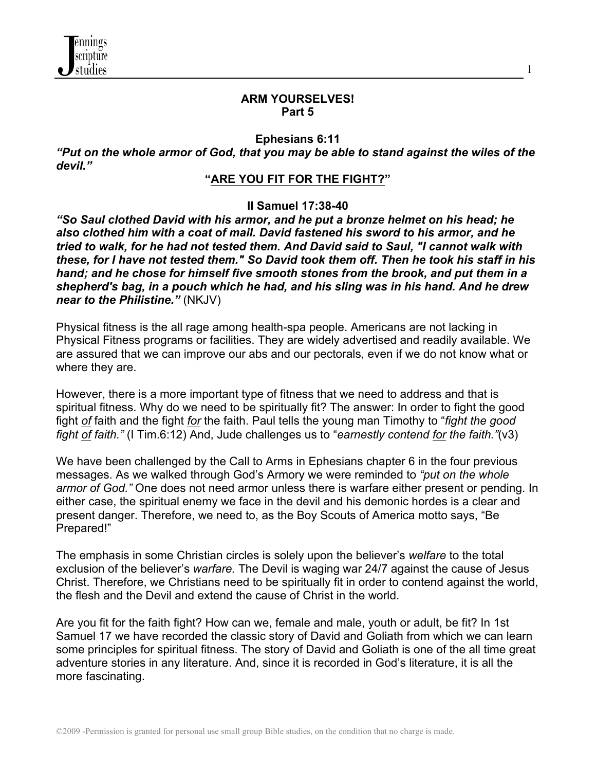**ARM YOURSELVES!**
**Part 5**

**Ephesians 6:11**

***"Put on the whole armor of God, that you may be able to stand against the wiles of the devil."***

**"<u>ARE YOU FIT FOR THE FIGHT?</u>"**

**II Samuel 17:38-40**

***"So Saul clothed David with his armor, and he put a bronze helmet on his head; he also clothed him with a coat of mail. David fastened his sword to his armor, and he tried to walk, for he had not tested them. And David said to Saul, "I cannot walk with these, for I have not tested them." So David took them off. Then he took his staff in his hand; and he chose for himself five smooth stones from the brook, and put them in a shepherd's bag, in a pouch which he had, and his sling was in his hand. And he drew near to the Philistine."*** (NKJV)

Physical fitness is the all rage among health-spa people. Americans are not lacking in Physical Fitness programs or facilities. They are widely advertised and readily available. We are assured that we can improve our abs and our pectorals, even if we do not know what or where they are.

However, there is a more important type of fitness that we need to address and that is spiritual fitness. Why do we need to be spiritually fit? The answer: In order to fight the good fight *<u>of</u>* faith and the fight *<u>for</u>* the faith. Paul tells the young man Timothy to "*fight the good fight <u>of</u> faith."* (I Tim.6:12) And, Jude challenges us to "*earnestly contend <u>for</u> the faith."*(v3)

We have been challenged by the Call to Arms in Ephesians chapter 6 in the four previous messages. As we walked through God's Armory we were reminded to *"put on the whole armor of God."* One does not need armor unless there is warfare either present or pending. In either case, the spiritual enemy we face in the devil and his demonic hordes is a clear and present danger. Therefore, we need to, as the Boy Scouts of America motto says, "Be Prepared!"

The emphasis in some Christian circles is solely upon the believer's *welfare* to the total exclusion of the believer's *warfare.* The Devil is waging war 24/7 against the cause of Jesus Christ. Therefore, we Christians need to be spiritually fit in order to contend against the world, the flesh and the Devil and extend the cause of Christ in the world.

Are you fit for the faith fight? How can we, female and male, youth or adult, be fit? In 1st Samuel 17 we have recorded the classic story of David and Goliath from which we can learn some principles for spiritual fitness. The story of David and Goliath is one of the all time great adventure stories in any literature. And, since it is recorded in God's literature, it is all the more fascinating.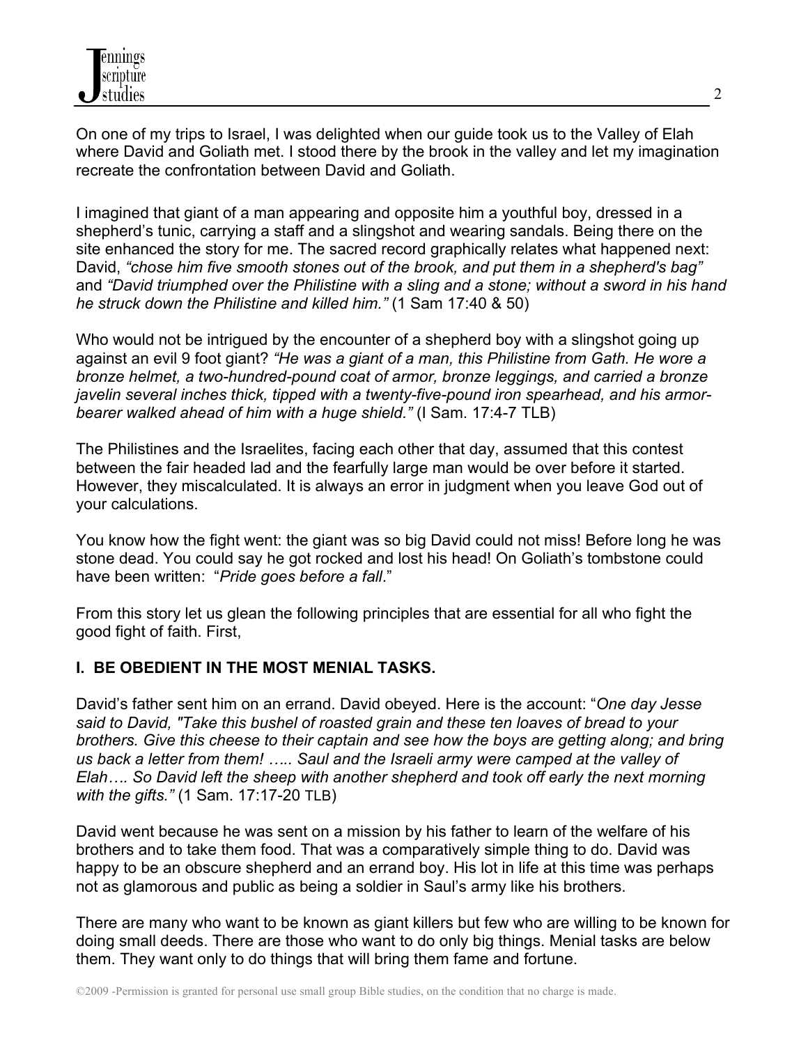On one of my trips to Israel, I was delighted when our guide took us to the Valley of Elah where David and Goliath met. I stood there by the brook in the valley and let my imagination recreate the confrontation between David and Goliath.

I imagined that giant of a man appearing and opposite him a youthful boy, dressed in a shepherd's tunic, carrying a staff and a slingshot and wearing sandals. Being there on the site enhanced the story for me. The sacred record graphically relates what happened next: David, *"chose him five smooth stones out of the brook, and put them in a shepherd's bag"* and *"David triumphed over the Philistine with a sling and a stone; without a sword in his hand he struck down the Philistine and killed him."* (1 Sam 17:40 & 50)

Who would not be intrigued by the encounter of a shepherd boy with a slingshot going up against an evil 9 foot giant? *"He was a giant of a man, this Philistine from Gath. He wore a bronze helmet, a two-hundred-pound coat of armor, bronze leggings, and carried a bronze javelin several inches thick, tipped with a twenty-five-pound iron spearhead, and his armor-bearer walked ahead of him with a huge shield."* (I Sam. 17:4-7 TLB)

The Philistines and the Israelites, facing each other that day, assumed that this contest between the fair headed lad and the fearfully large man would be over before it started. However, they miscalculated. It is always an error in judgment when you leave God out of your calculations.

You know how the fight went: the giant was so big David could not miss! Before long he was stone dead. You could say he got rocked and lost his head! On Goliath's tombstone could have been written: "*Pride goes before a fall*."

From this story let us glean the following principles that are essential for all who fight the good fight of faith. First,

**I. BE OBEDIENT IN THE MOST MENIAL TASKS.**

David's father sent him on an errand. David obeyed. Here is the account: "*One day Jesse said to David, "Take this bushel of roasted grain and these ten loaves of bread to your brothers. Give this cheese to their captain and see how the boys are getting along; and bring us back a letter from them! ….. Saul and the Israeli army were camped at the valley of Elah…. So David left the sheep with another shepherd and took off early the next morning with the gifts."* (1 Sam. 17:17-20 TLB)

David went because he was sent on a mission by his father to learn of the welfare of his brothers and to take them food. That was a comparatively simple thing to do. David was happy to be an obscure shepherd and an errand boy. His lot in life at this time was perhaps not as glamorous and public as being a soldier in Saul's army like his brothers.

There are many who want to be known as giant killers but few who are willing to be known for doing small deeds. There are those who want to do only big things. Menial tasks are below them. They want only to do things that will bring them fame and fortune.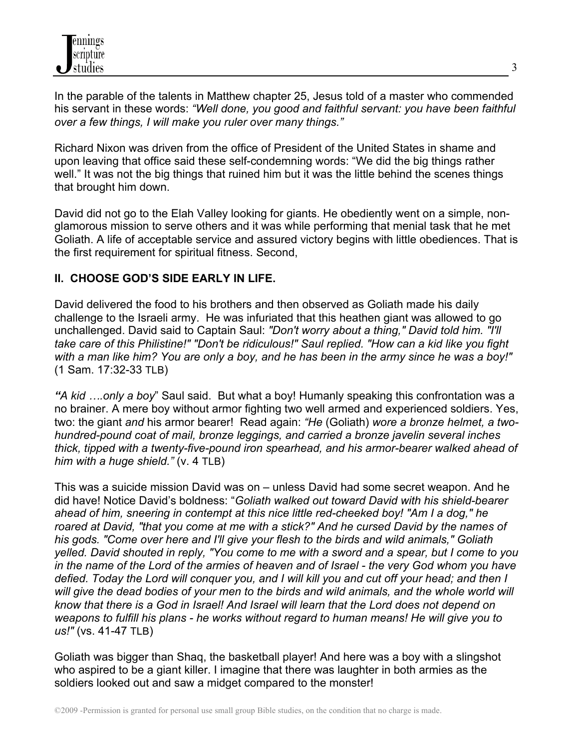In the parable of the talents in Matthew chapter 25, Jesus told of a master who commended his servant in these words: *"Well done, you good and faithful servant: you have been faithful over a few things, I will make you ruler over many things."*

Richard Nixon was driven from the office of President of the United States in shame and upon leaving that office said these self-condemning words: "We did the big things rather well." It was not the big things that ruined him but it was the little behind the scenes things that brought him down.

David did not go to the Elah Valley looking for giants. He obediently went on a simple, non-glamorous mission to serve others and it was while performing that menial task that he met Goliath. A life of acceptable service and assured victory begins with little obediences. That is the first requirement for spiritual fitness. Second,

## II. CHOOSE GOD'S SIDE EARLY IN LIFE.

David delivered the food to his brothers and then observed as Goliath made his daily challenge to the Israeli army. He was infuriated that this heathen giant was allowed to go unchallenged. David said to Captain Saul: *"Don't worry about a thing," David told him. "I'll take care of this Philistine!" "Don't be ridiculous!" Saul replied. "How can a kid like you fight with a man like him? You are only a boy, and he has been in the army since he was a boy!"* (1 Sam. 17:32-33 TLB)

*"A kid ….only a boy*" Saul said. But what a boy! Humanly speaking this confrontation was a no brainer. A mere boy without armor fighting two well armed and experienced soldiers. Yes, two: the giant *and* his armor bearer! Read again: *"He* (Goliath) *wore a bronze helmet, a two-hundred-pound coat of mail, bronze leggings, and carried a bronze javelin several inches thick, tipped with a twenty-five-pound iron spearhead, and his armor-bearer walked ahead of him with a huge shield."* (v. 4 TLB)

This was a suicide mission David was on – unless David had some secret weapon. And he did have! Notice David's boldness: "*Goliath walked out toward David with his shield-bearer ahead of him, sneering in contempt at this nice little red-cheeked boy! "Am I a dog," he roared at David, "that you come at me with a stick?" And he cursed David by the names of his gods. "Come over here and I'll give your flesh to the birds and wild animals," Goliath yelled. David shouted in reply, "You come to me with a sword and a spear, but I come to you in the name of the Lord of the armies of heaven and of Israel - the very God whom you have defied. Today the Lord will conquer you, and I will kill you and cut off your head; and then I will give the dead bodies of your men to the birds and wild animals, and the whole world will know that there is a God in Israel! And Israel will learn that the Lord does not depend on weapons to fulfill his plans - he works without regard to human means! He will give you to us!"* (vs. 41-47 TLB)

Goliath was bigger than Shaq, the basketball player! And here was a boy with a slingshot who aspired to be a giant killer. I imagine that there was laughter in both armies as the soldiers looked out and saw a midget compared to the monster!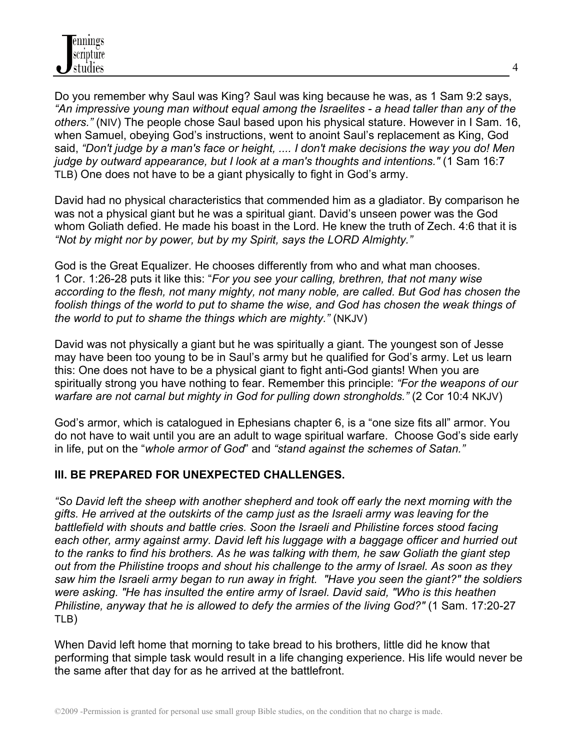Do you remember why Saul was King? Saul was king because he was, as 1 Sam 9:2 says, *"An impressive young man without equal among the Israelites - a head taller than any of the others."* (NIV) The people chose Saul based upon his physical stature. However in I Sam. 16, when Samuel, obeying God's instructions, went to anoint Saul's replacement as King, God said, *"Don't judge by a man's face or height, .... I don't make decisions the way you do! Men judge by outward appearance, but I look at a man's thoughts and intentions."* (1 Sam 16:7 TLB) One does not have to be a giant physically to fight in God's army.

David had no physical characteristics that commended him as a gladiator. By comparison he was not a physical giant but he was a spiritual giant. David's unseen power was the God whom Goliath defied. He made his boast in the Lord. He knew the truth of Zech. 4:6 that it is *"Not by might nor by power, but by my Spirit, says the LORD Almighty."*

God is the Great Equalizer. He chooses differently from who and what man chooses. 1 Cor. 1:26-28 puts it like this: "*For you see your calling, brethren, that not many wise according to the flesh, not many mighty, not many noble, are called. But God has chosen the foolish things of the world to put to shame the wise, and God has chosen the weak things of the world to put to shame the things which are mighty."* (NKJV)

David was not physically a giant but he was spiritually a giant. The youngest son of Jesse may have been too young to be in Saul's army but he qualified for God's army. Let us learn this: One does not have to be a physical giant to fight anti-God giants! When you are spiritually strong you have nothing to fear. Remember this principle: *"For the weapons of our warfare are not carnal but mighty in God for pulling down strongholds."* (2 Cor 10:4 NKJV)

God's armor, which is catalogued in Ephesians chapter 6, is a "one size fits all" armor. You do not have to wait until you are an adult to wage spiritual warfare. Choose God's side early in life, put on the "*whole armor of God*" and *"stand against the schemes of Satan."*

**III. BE PREPARED FOR UNEXPECTED CHALLENGES.**

*"So David left the sheep with another shepherd and took off early the next morning with the gifts. He arrived at the outskirts of the camp just as the Israeli army was leaving for the battlefield with shouts and battle cries. Soon the Israeli and Philistine forces stood facing each other, army against army. David left his luggage with a baggage officer and hurried out to the ranks to find his brothers. As he was talking with them, he saw Goliath the giant step out from the Philistine troops and shout his challenge to the army of Israel. As soon as they saw him the Israeli army began to run away in fright. "Have you seen the giant?" the soldiers were asking. "He has insulted the entire army of Israel. David said, "Who is this heathen Philistine, anyway that he is allowed to defy the armies of the living God?"* (1 Sam. 17:20-27 TLB)

When David left home that morning to take bread to his brothers, little did he know that performing that simple task would result in a life changing experience. His life would never be the same after that day for as he arrived at the battlefront.

©2009 -Permission is granted for personal use small group Bible studies, on the condition that no charge is made.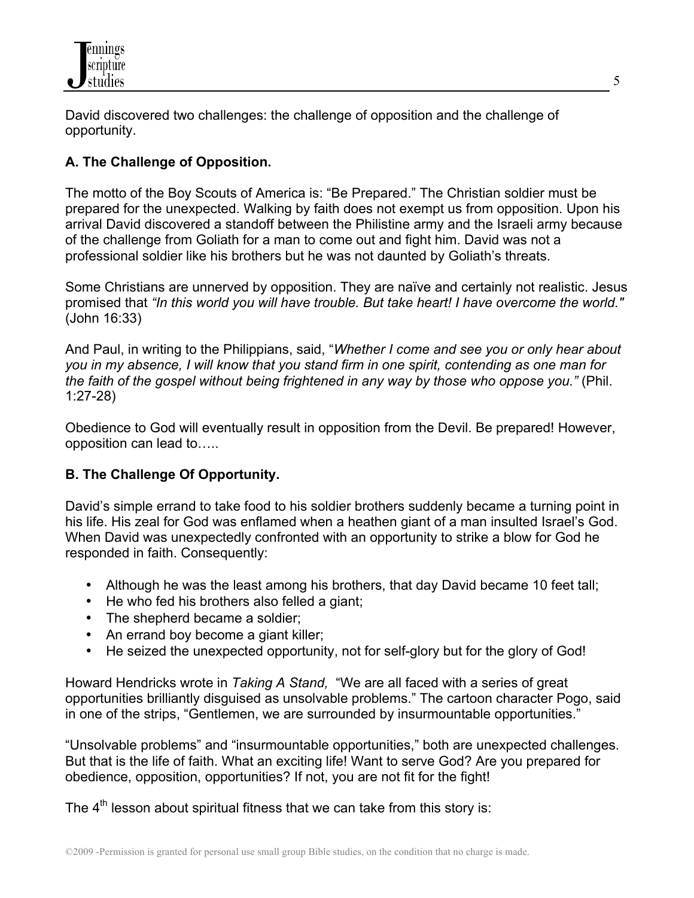David discovered two challenges: the challenge of opposition and the challenge of opportunity.

### A. The Challenge of Opposition.

The motto of the Boy Scouts of America is: "Be Prepared." The Christian soldier must be prepared for the unexpected. Walking by faith does not exempt us from opposition. Upon his arrival David discovered a standoff between the Philistine army and the Israeli army because of the challenge from Goliath for a man to come out and fight him. David was not a professional soldier like his brothers but he was not daunted by Goliath's threats.

Some Christians are unnerved by opposition. They are naïve and certainly not realistic. Jesus promised that *"In this world you will have trouble. But take heart! I have overcome the world."* (John 16:33)

And Paul, in writing to the Philippians, said, "*Whether I come and see you or only hear about you in my absence, I will know that you stand firm in one spirit, contending as one man for the faith of the gospel without being frightened in any way by those who oppose you."* (Phil. 1:27-28)

Obedience to God will eventually result in opposition from the Devil. Be prepared! However, opposition can lead to…..

### B. The Challenge Of Opportunity.

David's simple errand to take food to his soldier brothers suddenly became a turning point in his life. His zeal for God was enflamed when a heathen giant of a man insulted Israel's God. When David was unexpectedly confronted with an opportunity to strike a blow for God he responded in faith. Consequently:

- Although he was the least among his brothers, that day David became 10 feet tall;
- He who fed his brothers also felled a giant;
- The shepherd became a soldier;
- An errand boy become a giant killer;
- He seized the unexpected opportunity, not for self-glory but for the glory of God!

Howard Hendricks wrote in *Taking A Stand,* "We are all faced with a series of great opportunities brilliantly disguised as unsolvable problems." The cartoon character Pogo, said in one of the strips, "Gentlemen, we are surrounded by insurmountable opportunities."

"Unsolvable problems" and "insurmountable opportunities," both are unexpected challenges. But that is the life of faith. What an exciting life! Want to serve God? Are you prepared for obedience, opposition, opportunities? If not, you are not fit for the fight!

The 4th lesson about spiritual fitness that we can take from this story is: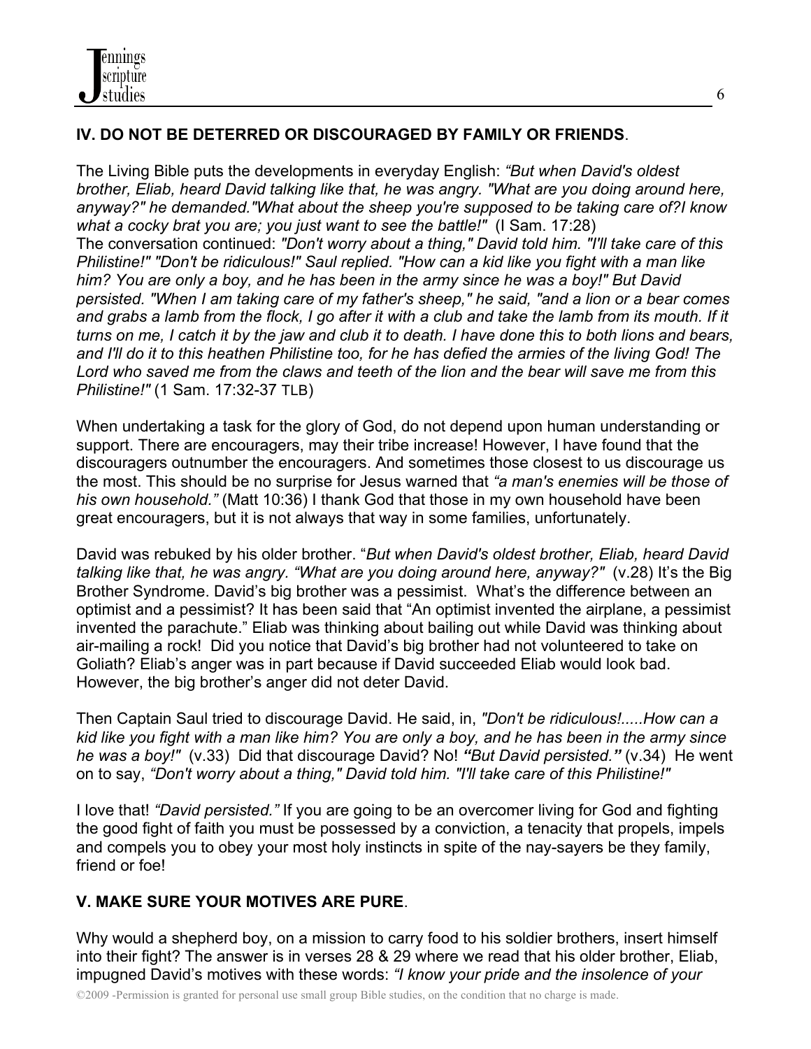**IV. DO NOT BE DETERRED OR DISCOURAGED BY FAMILY OR FRIENDS**.

The Living Bible puts the developments in everyday English: *"But when David's oldest brother, Eliab, heard David talking like that, he was angry. "What are you doing around here, anyway?" he demanded."What about the sheep you're supposed to be taking care of?I know what a cocky brat you are; you just want to see the battle!"* (I Sam. 17:28)
The conversation continued: *"Don't worry about a thing," David told him. "I'll take care of this Philistine!" "Don't be ridiculous!" Saul replied. "How can a kid like you fight with a man like him? You are only a boy, and he has been in the army since he was a boy!" But David persisted. "When I am taking care of my father's sheep," he said, "and a lion or a bear comes and grabs a lamb from the flock, I go after it with a club and take the lamb from its mouth. If it turns on me, I catch it by the jaw and club it to death. I have done this to both lions and bears, and I'll do it to this heathen Philistine too, for he has defied the armies of the living God! The Lord who saved me from the claws and teeth of the lion and the bear will save me from this Philistine!"* (1 Sam. 17:32-37 TLB)

When undertaking a task for the glory of God, do not depend upon human understanding or support. There are encouragers, may their tribe increase! However, I have found that the discouragers outnumber the encouragers. And sometimes those closest to us discourage us the most. This should be no surprise for Jesus warned that *"a man's enemies will be those of his own household."* (Matt 10:36) I thank God that those in my own household have been great encouragers, but it is not always that way in some families, unfortunately.

David was rebuked by his older brother. "*But when David's oldest brother, Eliab, heard David talking like that, he was angry. "What are you doing around here, anyway?"* (v.28) It's the Big Brother Syndrome. David's big brother was a pessimist. What's the difference between an optimist and a pessimist? It has been said that "An optimist invented the airplane, a pessimist invented the parachute." Eliab was thinking about bailing out while David was thinking about air-mailing a rock! Did you notice that David's big brother had not volunteered to take on Goliath? Eliab's anger was in part because if David succeeded Eliab would look bad. However, the big brother's anger did not deter David.

Then Captain Saul tried to discourage David. He said, in, *"Don't be ridiculous!.....How can a kid like you fight with a man like him? You are only a boy, and he has been in the army since he was a boy!"* (v.33) Did that discourage David? No! ***"But David persisted."*** (v.34) He went on to say, *"Don't worry about a thing," David told him. "I'll take care of this Philistine!"*

I love that! *"David persisted."* If you are going to be an overcomer living for God and fighting the good fight of faith you must be possessed by a conviction, a tenacity that propels, impels and compels you to obey your most holy instincts in spite of the nay-sayers be they family, friend or foe!

**V. MAKE SURE YOUR MOTIVES ARE PURE**.

Why would a shepherd boy, on a mission to carry food to his soldier brothers, insert himself into their fight? The answer is in verses 28 & 29 where we read that his older brother, Eliab, impugned David's motives with these words: *"I know your pride and the insolence of your*

©2009 -Permission is granted for personal use small group Bible studies, on the condition that no charge is made.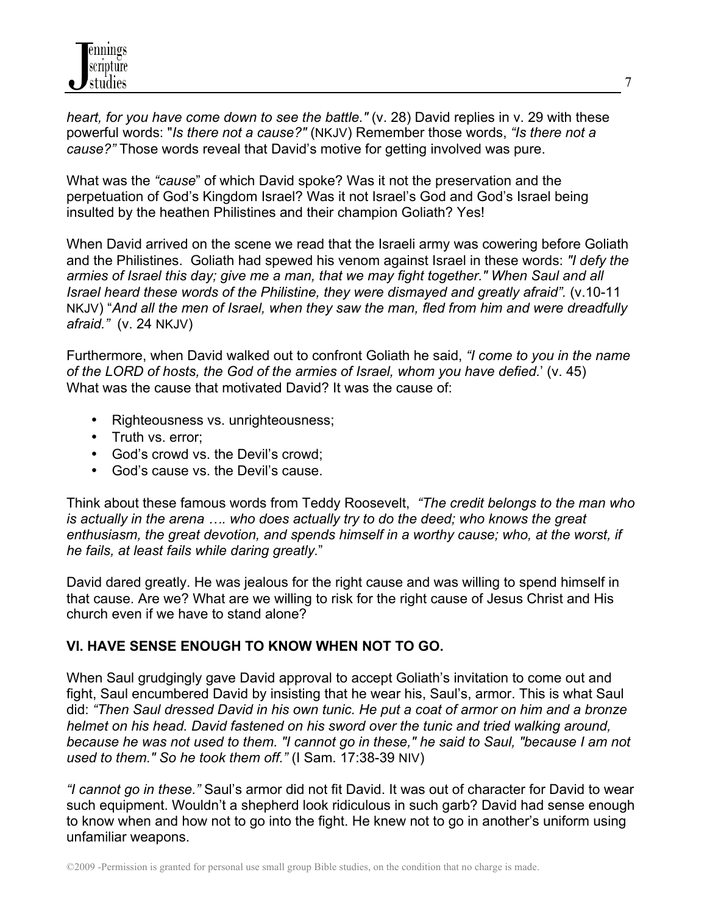*heart, for you have come down to see the battle."* (v. 28) David replies in v. 29 with these powerful words: "*Is there not a cause?"* (NKJV) Remember those words, *"Is there not a cause?"* Those words reveal that David's motive for getting involved was pure.

What was the *"cause*" of which David spoke? Was it not the preservation and the perpetuation of God's Kingdom Israel? Was it not Israel's God and God's Israel being insulted by the heathen Philistines and their champion Goliath? Yes!

When David arrived on the scene we read that the Israeli army was cowering before Goliath and the Philistines. Goliath had spewed his venom against Israel in these words: *"I defy the armies of Israel this day; give me a man, that we may fight together." When Saul and all Israel heard these words of the Philistine, they were dismayed and greatly afraid".* (v.10-11 NKJV) "*And all the men of Israel, when they saw the man, fled from him and were dreadfully afraid."* (v. 24 NKJV)

Furthermore, when David walked out to confront Goliath he said, *"I come to you in the name of the LORD of hosts, the God of the armies of Israel, whom you have defied.*' (v. 45) What was the cause that motivated David? It was the cause of:

- Righteousness vs. unrighteousness;
- Truth vs. error;
- God's crowd vs. the Devil's crowd;
- God's cause vs. the Devil's cause.

Think about these famous words from Teddy Roosevelt, *"The credit belongs to the man who is actually in the arena …. who does actually try to do the deed; who knows the great enthusiasm, the great devotion, and spends himself in a worthy cause; who, at the worst, if he fails, at least fails while daring greatly.*"

David dared greatly. He was jealous for the right cause and was willing to spend himself in that cause. Are we? What are we willing to risk for the right cause of Jesus Christ and His church even if we have to stand alone?

**VI. HAVE SENSE ENOUGH TO KNOW WHEN NOT TO GO.**

When Saul grudgingly gave David approval to accept Goliath's invitation to come out and fight, Saul encumbered David by insisting that he wear his, Saul's, armor. This is what Saul did: *"Then Saul dressed David in his own tunic. He put a coat of armor on him and a bronze helmet on his head. David fastened on his sword over the tunic and tried walking around, because he was not used to them. "I cannot go in these," he said to Saul, "because I am not used to them." So he took them off."* (I Sam. 17:38-39 NIV)

*"I cannot go in these."* Saul's armor did not fit David. It was out of character for David to wear such equipment. Wouldn't a shepherd look ridiculous in such garb? David had sense enough to know when and how not to go into the fight. He knew not to go in another's uniform using unfamiliar weapons.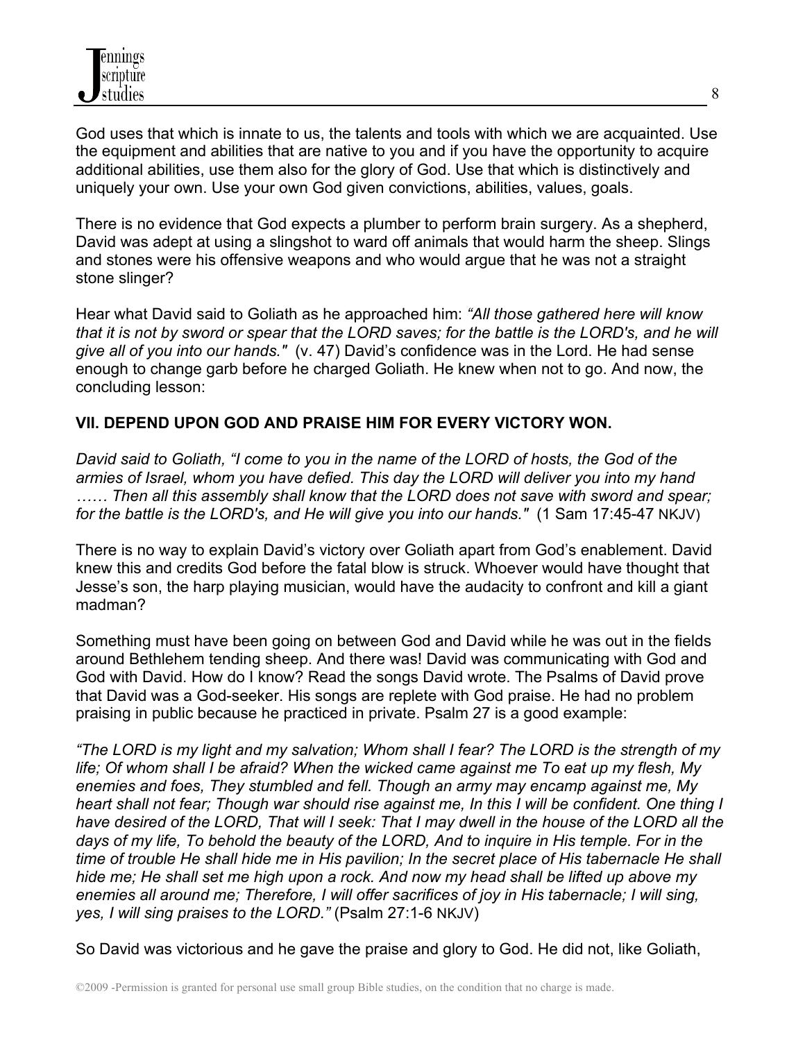God uses that which is innate to us, the talents and tools with which we are acquainted. Use the equipment and abilities that are native to you and if you have the opportunity to acquire additional abilities, use them also for the glory of God. Use that which is distinctively and uniquely your own. Use your own God given convictions, abilities, values, goals.

There is no evidence that God expects a plumber to perform brain surgery. As a shepherd, David was adept at using a slingshot to ward off animals that would harm the sheep. Slings and stones were his offensive weapons and who would argue that he was not a straight stone slinger?

Hear what David said to Goliath as he approached him: *"All those gathered here will know that it is not by sword or spear that the LORD saves; for the battle is the LORD's, and he will give all of you into our hands."* (v. 47) David's confidence was in the Lord. He had sense enough to change garb before he charged Goliath. He knew when not to go. And now, the concluding lesson:

**VII. DEPEND UPON GOD AND PRAISE HIM FOR EVERY VICTORY WON.**

*David said to Goliath, "I come to you in the name of the LORD of hosts, the God of the armies of Israel, whom you have defied. This day the LORD will deliver you into my hand …… Then all this assembly shall know that the LORD does not save with sword and spear; for the battle is the LORD's, and He will give you into our hands."* (1 Sam 17:45-47 NKJV)

There is no way to explain David's victory over Goliath apart from God's enablement. David knew this and credits God before the fatal blow is struck. Whoever would have thought that Jesse's son, the harp playing musician, would have the audacity to confront and kill a giant madman?

Something must have been going on between God and David while he was out in the fields around Bethlehem tending sheep. And there was! David was communicating with God and God with David. How do I know? Read the songs David wrote. The Psalms of David prove that David was a God-seeker. His songs are replete with God praise. He had no problem praising in public because he practiced in private. Psalm 27 is a good example:

*"The LORD is my light and my salvation; Whom shall I fear? The LORD is the strength of my life; Of whom shall I be afraid? When the wicked came against me To eat up my flesh, My enemies and foes, They stumbled and fell. Though an army may encamp against me, My heart shall not fear; Though war should rise against me, In this I will be confident. One thing I have desired of the LORD, That will I seek: That I may dwell in the house of the LORD all the days of my life, To behold the beauty of the LORD, And to inquire in His temple. For in the time of trouble He shall hide me in His pavilion; In the secret place of His tabernacle He shall hide me; He shall set me high upon a rock. And now my head shall be lifted up above my enemies all around me; Therefore, I will offer sacrifices of joy in His tabernacle; I will sing, yes, I will sing praises to the LORD."* (Psalm 27:1-6 NKJV)

So David was victorious and he gave the praise and glory to God. He did not, like Goliath,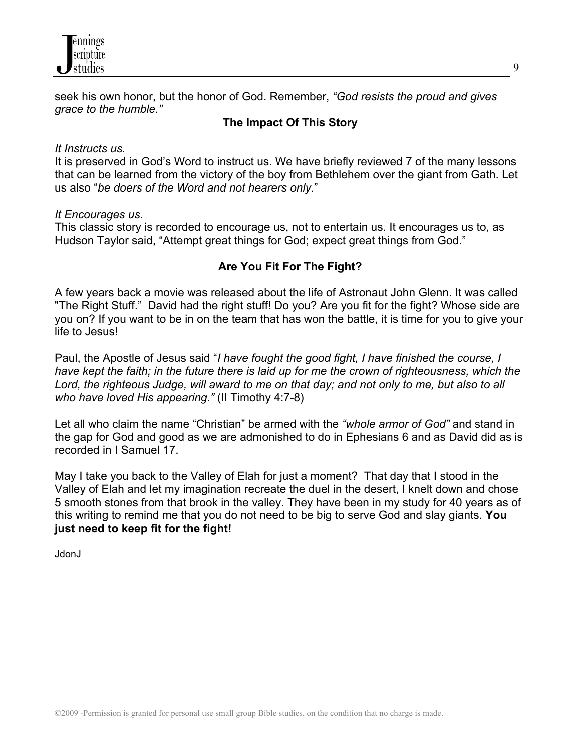seek his own honor, but the honor of God. Remember, *"God resists the proud and gives grace to the humble."*

**The Impact Of This Story**

*It Instructs us.*

It is preserved in God's Word to instruct us. We have briefly reviewed 7 of the many lessons that can be learned from the victory of the boy from Bethlehem over the giant from Gath. Let us also "*be doers of the Word and not hearers only*."

*It Encourages us.*

This classic story is recorded to encourage us, not to entertain us. It encourages us to, as Hudson Taylor said, "Attempt great things for God; expect great things from God."

**Are You Fit For The Fight?**

A few years back a movie was released about the life of Astronaut John Glenn. It was called "The Right Stuff." David had the right stuff! Do you? Are you fit for the fight? Whose side are you on? If you want to be in on the team that has won the battle, it is time for you to give your life to Jesus!

Paul, the Apostle of Jesus said "*I have fought the good fight, I have finished the course, I have kept the faith; in the future there is laid up for me the crown of righteousness, which the Lord, the righteous Judge, will award to me on that day; and not only to me, but also to all who have loved His appearing."* (II Timothy 4:7-8)

Let all who claim the name "Christian" be armed with the *"whole armor of God"* and stand in the gap for God and good as we are admonished to do in Ephesians 6 and as David did as is recorded in I Samuel 17.

May I take you back to the Valley of Elah for just a moment? That day that I stood in the Valley of Elah and let my imagination recreate the duel in the desert, I knelt down and chose 5 smooth stones from that brook in the valley. They have been in my study for 40 years as of this writing to remind me that you do not need to be big to serve God and slay giants. **You just need to keep fit for the fight!**

JdonJ

©2009 -Permission is granted for personal use small group Bible studies, on the condition that no charge is made.